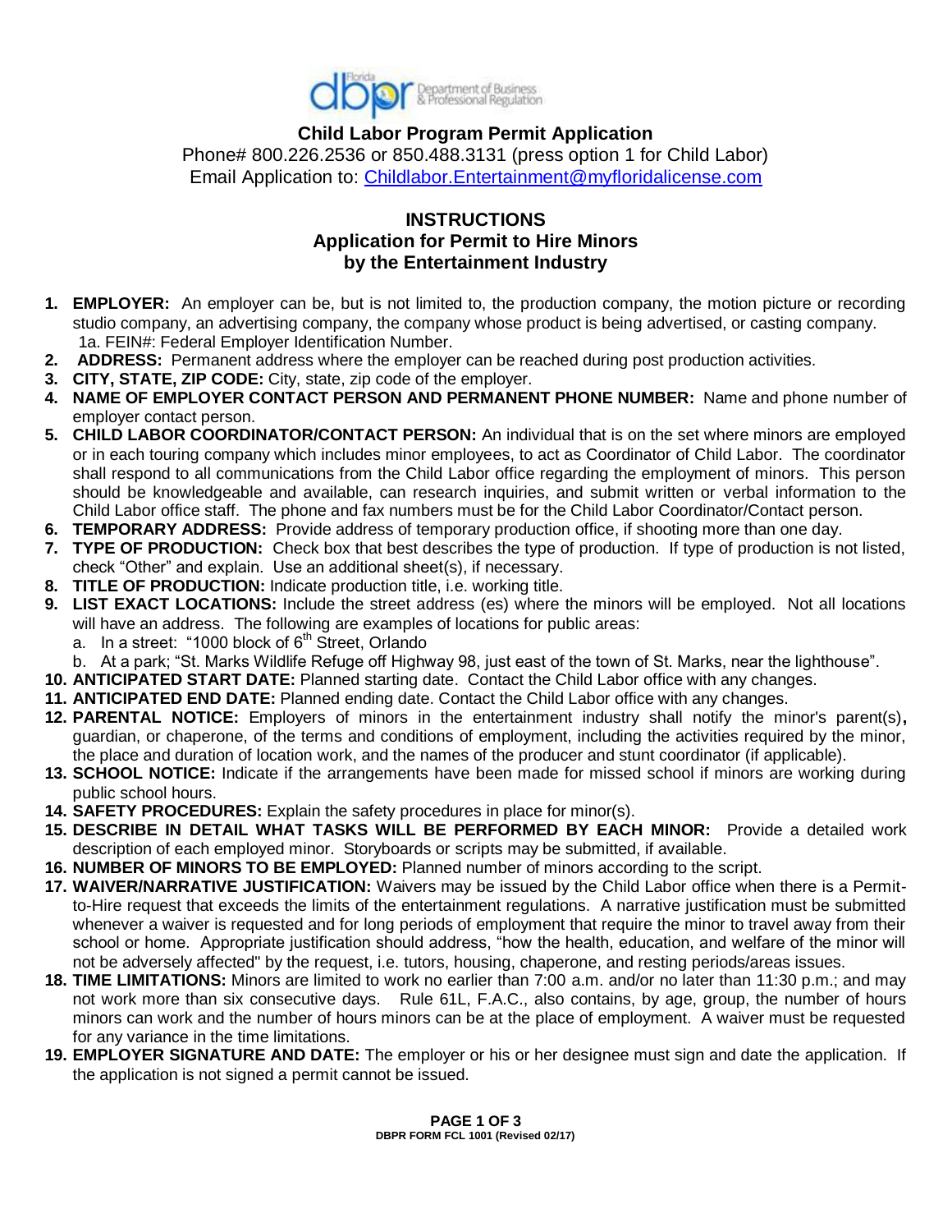Florida dbpr Department of Business & Professional Regulation

# Child Labor Program Permit Application

Phone# 800.226.2536 or 850.488.3131 (press option 1 for Child Labor)
Email Application to: Childlabor.Entertainment@myfloridalicense.com

## INSTRUCTIONS
## Application for Permit to Hire Minors by the Entertainment Industry

1. **EMPLOYER:** An employer can be, but is not limited to, the production company, the motion picture or recording studio company, an advertising company, the company whose product is being advertised, or casting company.
   1a. FEIN#: Federal Employer Identification Number.
2. **ADDRESS:** Permanent address where the employer can be reached during post production activities.
3. **CITY, STATE, ZIP CODE:** City, state, zip code of the employer.
4. **NAME OF EMPLOYER CONTACT PERSON AND PERMANENT PHONE NUMBER:** Name and phone number of employer contact person.
5. **CHILD LABOR COORDINATOR/CONTACT PERSON:** An individual that is on the set where minors are employed or in each touring company which includes minor employees, to act as Coordinator of Child Labor. The coordinator shall respond to all communications from the Child Labor office regarding the employment of minors. This person should be knowledgeable and available, can research inquiries, and submit written or verbal information to the Child Labor office staff. The phone and fax numbers must be for the Child Labor Coordinator/Contact person.
6. **TEMPORARY ADDRESS:** Provide address of temporary production office, if shooting more than one day.
7. **TYPE OF PRODUCTION:** Check box that best describes the type of production. If type of production is not listed, check "Other" and explain. Use an additional sheet(s), if necessary.
8. **TITLE OF PRODUCTION:** Indicate production title, i.e. working title.
9. **LIST EXACT LOCATIONS:** Include the street address (es) where the minors will be employed. Not all locations will have an address. The following are examples of locations for public areas:
   a. In a street: "1000 block of 6th Street, Orlando
   b. At a park; "St. Marks Wildlife Refuge off Highway 98, just east of the town of St. Marks, near the lighthouse".
10. **ANTICIPATED START DATE:** Planned starting date. Contact the Child Labor office with any changes.
11. **ANTICIPATED END DATE:** Planned ending date. Contact the Child Labor office with any changes.
12. **PARENTAL NOTICE:** Employers of minors in the entertainment industry shall notify the minor's parent(s)**,** guardian, or chaperone, of the terms and conditions of employment, including the activities required by the minor, the place and duration of location work, and the names of the producer and stunt coordinator (if applicable).
13. **SCHOOL NOTICE:** Indicate if the arrangements have been made for missed school if minors are working during public school hours.
14. **SAFETY PROCEDURES:** Explain the safety procedures in place for minor(s).
15. **DESCRIBE IN DETAIL WHAT TASKS WILL BE PERFORMED BY EACH MINOR:** Provide a detailed work description of each employed minor. Storyboards or scripts may be submitted, if available.
16. **NUMBER OF MINORS TO BE EMPLOYED:** Planned number of minors according to the script.
17. **WAIVER/NARRATIVE JUSTIFICATION:** Waivers may be issued by the Child Labor office when there is a Permit-to-Hire request that exceeds the limits of the entertainment regulations. A narrative justification must be submitted whenever a waiver is requested and for long periods of employment that require the minor to travel away from their school or home. Appropriate justification should address, "how the health, education, and welfare of the minor will not be adversely affected" by the request, i.e. tutors, housing, chaperone, and resting periods/areas issues.
18. **TIME LIMITATIONS:** Minors are limited to work no earlier than 7:00 a.m. and/or no later than 11:30 p.m.; and may not work more than six consecutive days. Rule 61L, F.A.C., also contains, by age, group, the number of hours minors can work and the number of hours minors can be at the place of employment. A waiver must be requested for any variance in the time limitations.
19. **EMPLOYER SIGNATURE AND DATE:** The employer or his or her designee must sign and date the application. If the application is not signed a permit cannot be issued.

DBPR FORM FCL 1001 (Revised 02/17)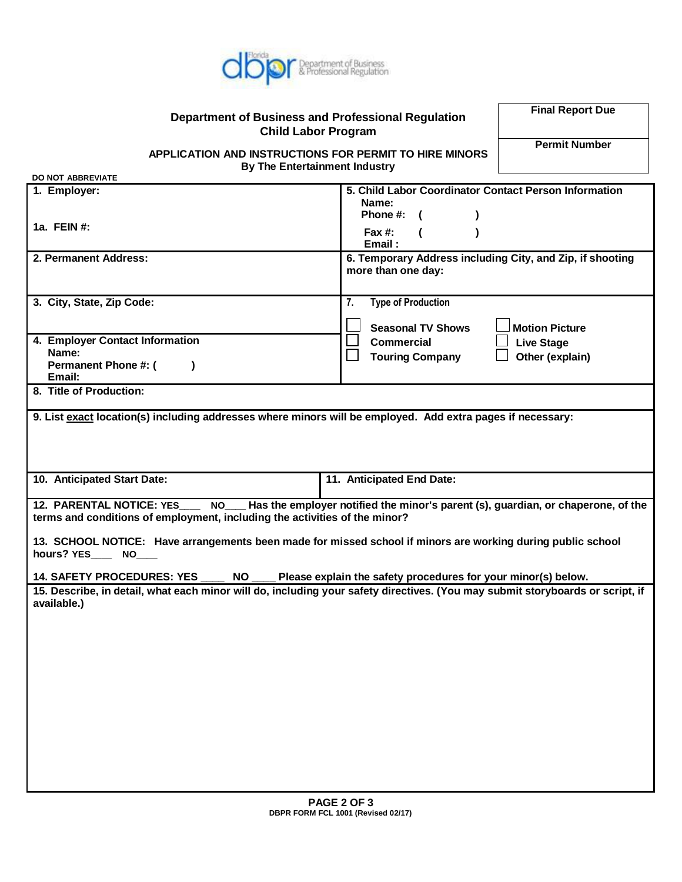**Department of Business and Professional Regulation**
**Child Labor Program**

**APPLICATION AND INSTRUCTIONS FOR PERMIT TO HIRE MINORS**
**By The Entertainment Industry**

| Final Report Due |
| --- |
| Permit Number |

**DO NOT ABBREVIATE**

| | |
| --- | --- |
| **1. Employer:**<br><br>**1a. FEIN #:** | **5. Child Labor Coordinator Contact Person Information**<br>**Name:**<br>**Phone #: ( )**<br>**Fax #: ( )**<br>**Email :** |
| **2. Permanent Address:** | **6. Temporary Address including City, and Zip, if shooting more than one day:** |
| **3. City, State, Zip Code:**<br><br>**4. Employer Contact Information**<br>**Name:**<br>**Permanent Phone #: ( )**<br>**Email:** | **7. Type of Production**<br>☐ **Seasonal TV Shows** ☐ **Motion Picture**<br>☐ **Commercial** ☐ **Live Stage**<br>☐ **Touring Company** ☐ **Other (explain)** |

**8. Title of Production:**

**9. List exact location(s) including addresses where minors will be employed. Add extra pages if necessary:**

| | |
| --- | --- |
| **10. Anticipated Start Date:** | **11. Anticipated End Date:** |

**12. PARENTAL NOTICE: YES\_\_\_\_ NO\_\_\_\_ Has the employer notified the minor's parent (s), guardian, or chaperone, of the terms and conditions of employment, including the activities of the minor?**

**13. SCHOOL NOTICE: Have arrangements been made for missed school if minors are working during public school hours? YES\_\_\_\_ NO\_\_\_\_**

**14. SAFETY PROCEDURES: YES \_\_\_\_ NO \_\_\_\_ Please explain the safety procedures for your minor(s) below.**

**15. Describe, in detail, what each minor will do, including your safety directives. (You may submit storyboards or script, if available.)**

**DBPR FORM FCL 1001 (Revised 02/17)**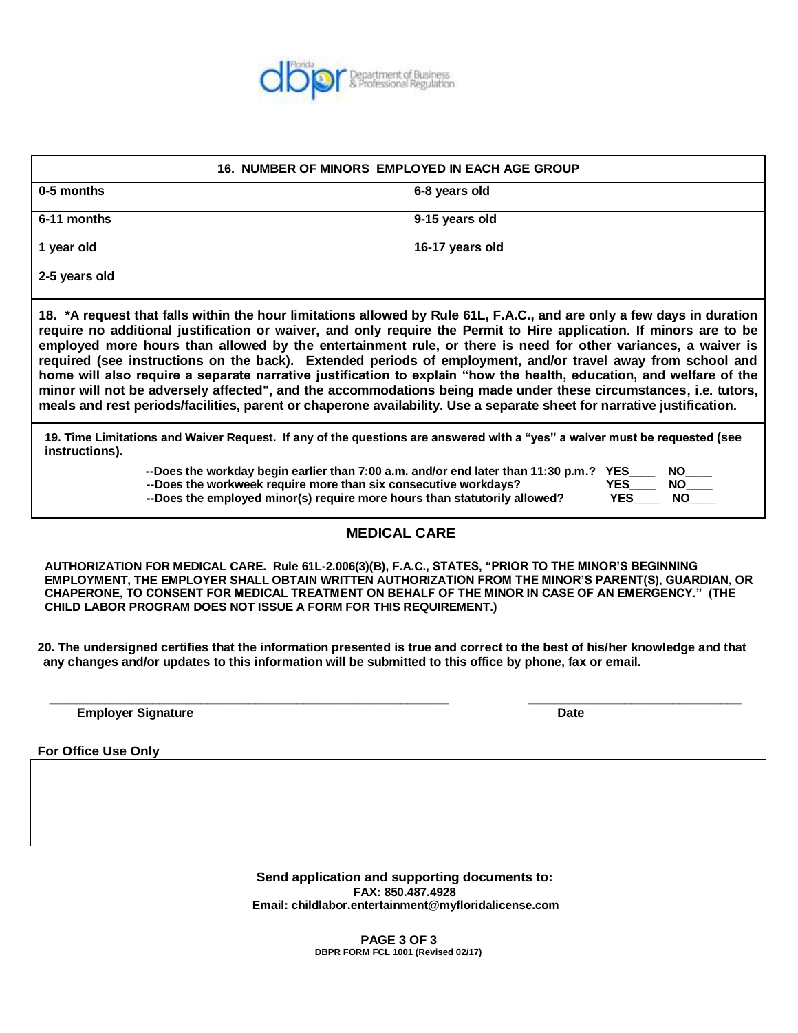| 16. NUMBER OF MINORS EMPLOYED IN EACH AGE GROUP | |
|---|---|
| 0-5 months | 6-8 years old |
| 6-11 months | 9-15 years old |
| 1 year old | 16-17 years old |
| 2-5 years old | |

**18. *A request that falls within the hour limitations allowed by Rule 61L, F.A.C., and are only a few days in duration require no additional justification or waiver, and only require the Permit to Hire application. If minors are to be employed more hours than allowed by the entertainment rule, or there is need for other variances, a waiver is required (see instructions on the back). Extended periods of employment, and/or travel away from school and home will also require a separate narrative justification to explain "how the health, education, and welfare of the minor will not be adversely affected", and the accommodations being made under these circumstances, i.e. tutors, meals and rest periods/facilities, parent or chaperone availability. Use a separate sheet for narrative justification.**

**19. Time Limitations and Waiver Request. If any of the questions are answered with a "yes" a waiver must be requested (see instructions).**

**--Does the workday begin earlier than 7:00 a.m. and/or end later than 11:30 p.m.? YES____ NO____**
**--Does the workweek require more than six consecutive workdays? YES____ NO____**
**--Does the employed minor(s) require more hours than statutorily allowed? YES____ NO____**

## MEDICAL CARE

**AUTHORIZATION FOR MEDICAL CARE. Rule 61L-2.006(3)(B), F.A.C., STATES, "PRIOR TO THE MINOR'S BEGINNING EMPLOYMENT, THE EMPLOYER SHALL OBTAIN WRITTEN AUTHORIZATION FROM THE MINOR'S PARENT(S), GUARDIAN, OR CHAPERONE, TO CONSENT FOR MEDICAL TREATMENT ON BEHALF OF THE MINOR IN CASE OF AN EMERGENCY." (THE CHILD LABOR PROGRAM DOES NOT ISSUE A FORM FOR THIS REQUIREMENT.)**

**20. The undersigned certifies that the information presented is true and correct to the best of his/her knowledge and that any changes and/or updates to this information will be submitted to this office by phone, fax or email.**

_____________________________________________ _________________________

**Employer Signature** **Date**

**For Office Use Only**

**Send application and supporting documents to:**
**FAX: 850.487.4928**
**Email: childlabor.entertainment@myfloridalicense.com**

**DBPR FORM FCL 1001 (Revised 02/17)**